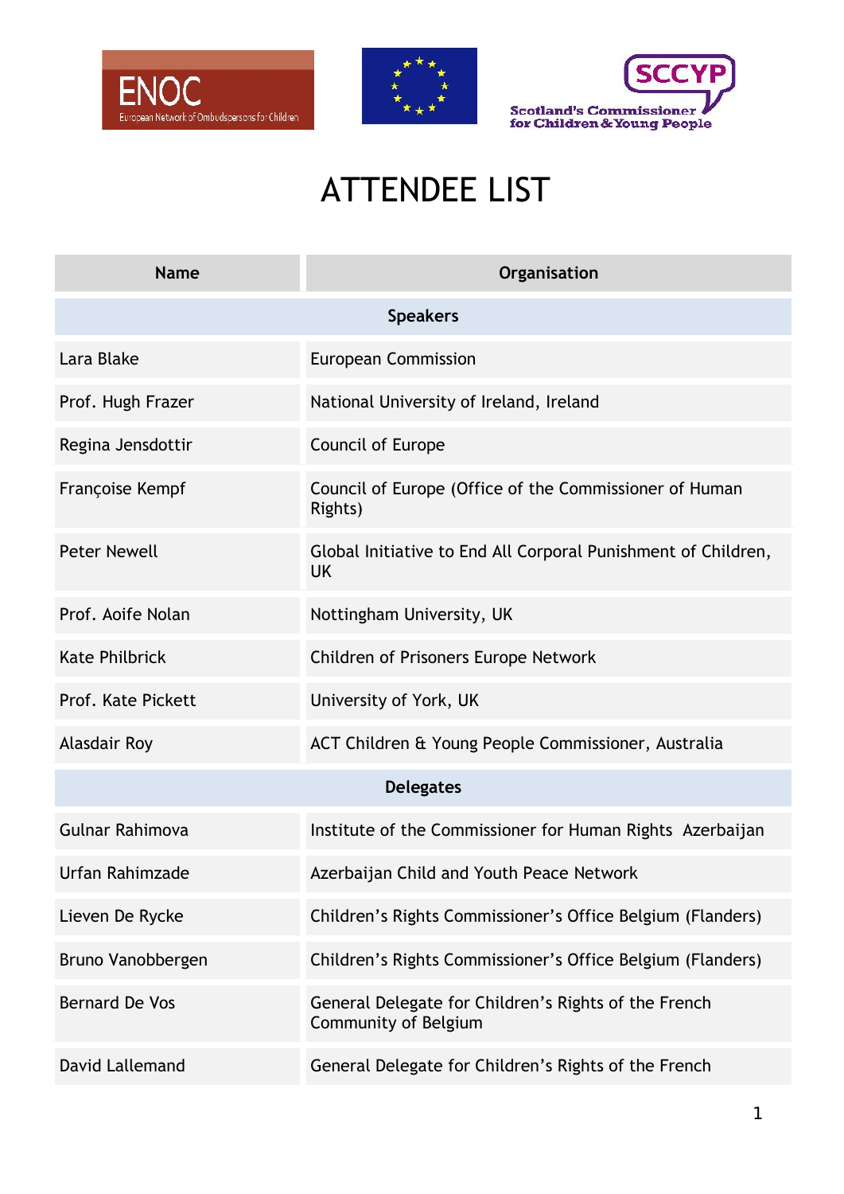# ATTENDEE LIST

| Name | Organisation |
|---|---|
| **Speakers** | |
| Lara Blake | European Commission |
| Prof. Hugh Frazer | National University of Ireland, Ireland |
| Regina Jensdottir | Council of Europe |
| Françoise Kempf | Council of Europe (Office of the Commissioner of Human Rights) |
| Peter Newell | Global Initiative to End All Corporal Punishment of Children, UK |
| Prof. Aoife Nolan | Nottingham University, UK |
| Kate Philbrick | Children of Prisoners Europe Network |
| Prof. Kate Pickett | University of York, UK |
| Alasdair Roy | ACT Children & Young People Commissioner, Australia |
| **Delegates** | |
| Gulnar Rahimova | Institute of the Commissioner for Human Rights Azerbaijan |
| Urfan Rahimzade | Azerbaijan Child and Youth Peace Network |
| Lieven De Rycke | Children's Rights Commissioner's Office Belgium (Flanders) |
| Bruno Vanobbergen | Children's Rights Commissioner's Office Belgium (Flanders) |
| Bernard De Vos | General Delegate for Children's Rights of the French Community of Belgium |
| David Lallemand | General Delegate for Children's Rights of the French |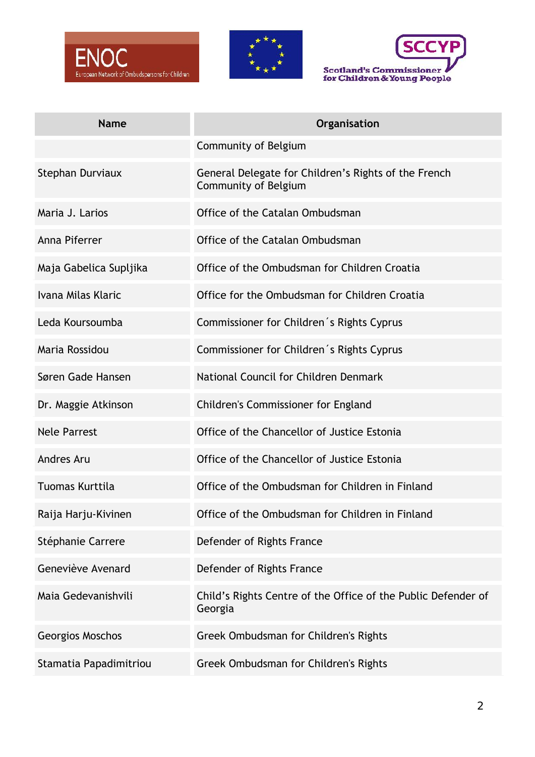| Name | Organisation |
|---|---|
| | Community of Belgium |
| Stephan Durviaux | General Delegate for Children's Rights of the French Community of Belgium |
| Maria J. Larios | Office of the Catalan Ombudsman |
| Anna Piferrer | Office of the Catalan Ombudsman |
| Maja Gabelica Supljika | Office of the Ombudsman for Children Croatia |
| Ivana Milas Klaric | Office for the Ombudsman for Children Croatia |
| Leda Koursoumba | Commissioner for Children´s Rights Cyprus |
| Maria Rossidou | Commissioner for Children´s Rights Cyprus |
| Søren Gade Hansen | National Council for Children Denmark |
| Dr. Maggie Atkinson | Children's Commissioner for England |
| Nele Parrest | Office of the Chancellor of Justice Estonia |
| Andres Aru | Office of the Chancellor of Justice Estonia |
| Tuomas Kurttila | Office of the Ombudsman for Children in Finland |
| Raija Harju-Kivinen | Office of the Ombudsman for Children in Finland |
| Stéphanie Carrere | Defender of Rights France |
| Geneviève Avenard | Defender of Rights France |
| Maia Gedevanishvili | Child's Rights Centre of the Office of the Public Defender of Georgia |
| Georgios Moschos | Greek Ombudsman for Children's Rights |
| Stamatia Papadimitriou | Greek Ombudsman for Children's Rights |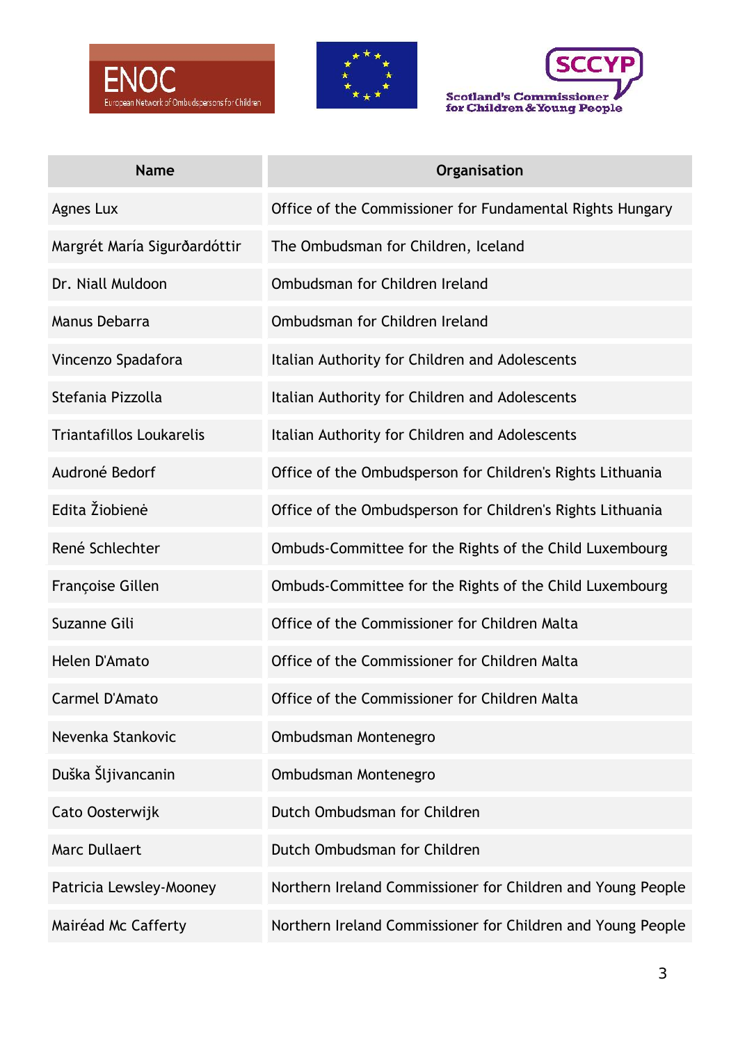| Name | Organisation |
|---|---|
| Agnes Lux | Office of the Commissioner for Fundamental Rights Hungary |
| Margrét María Sigurðardóttir | The Ombudsman for Children, Iceland |
| Dr. Niall Muldoon | Ombudsman for Children Ireland |
| Manus Debarra | Ombudsman for Children Ireland |
| Vincenzo Spadafora | Italian Authority for Children and Adolescents |
| Stefania Pizzolla | Italian Authority for Children and Adolescents |
| Triantafillos Loukarelis | Italian Authority for Children and Adolescents |
| Audroné Bedorf | Office of the Ombudsperson for Children's Rights Lithuania |
| Edita Žiobienė | Office of the Ombudsperson for Children's Rights Lithuania |
| René Schlechter | Ombuds-Committee for the Rights of the Child Luxembourg |
| Françoise Gillen | Ombuds-Committee for the Rights of the Child Luxembourg |
| Suzanne Gili | Office of the Commissioner for Children Malta |
| Helen D'Amato | Office of the Commissioner for Children Malta |
| Carmel D'Amato | Office of the Commissioner for Children Malta |
| Nevenka Stankovic | Ombudsman Montenegro |
| Duška Šljivancanin | Ombudsman Montenegro |
| Cato Oosterwijk | Dutch Ombudsman for Children |
| Marc Dullaert | Dutch Ombudsman for Children |
| Patricia Lewsley-Mooney | Northern Ireland Commissioner for Children and Young People |
| Mairéad Mc Cafferty | Northern Ireland Commissioner for Children and Young People |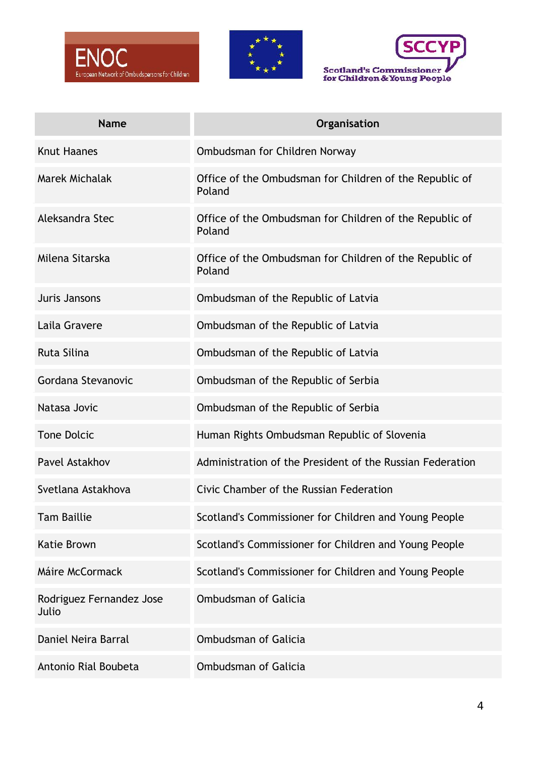| Name | Organisation |
|---|---|
| Knut Haanes | Ombudsman for Children Norway |
| Marek Michalak | Office of the Ombudsman for Children of the Republic of Poland |
| Aleksandra Stec | Office of the Ombudsman for Children of the Republic of Poland |
| Milena Sitarska | Office of the Ombudsman for Children of the Republic of Poland |
| Juris Jansons | Ombudsman of the Republic of Latvia |
| Laila Gravere | Ombudsman of the Republic of Latvia |
| Ruta Silina | Ombudsman of the Republic of Latvia |
| Gordana Stevanovic | Ombudsman of the Republic of Serbia |
| Natasa Jovic | Ombudsman of the Republic of Serbia |
| Tone Dolcic | Human Rights Ombudsman Republic of Slovenia |
| Pavel Astakhov | Administration of the President of the Russian Federation |
| Svetlana Astakhova | Civic Chamber of the Russian Federation |
| Tam Baillie | Scotland's Commissioner for Children and Young People |
| Katie Brown | Scotland's Commissioner for Children and Young People |
| Máire McCormack | Scotland's Commissioner for Children and Young People |
| Rodriguez Fernandez Jose Julio | Ombudsman of Galicia |
| Daniel Neira Barral | Ombudsman of Galicia |
| Antonio Rial Boubeta | Ombudsman of Galicia |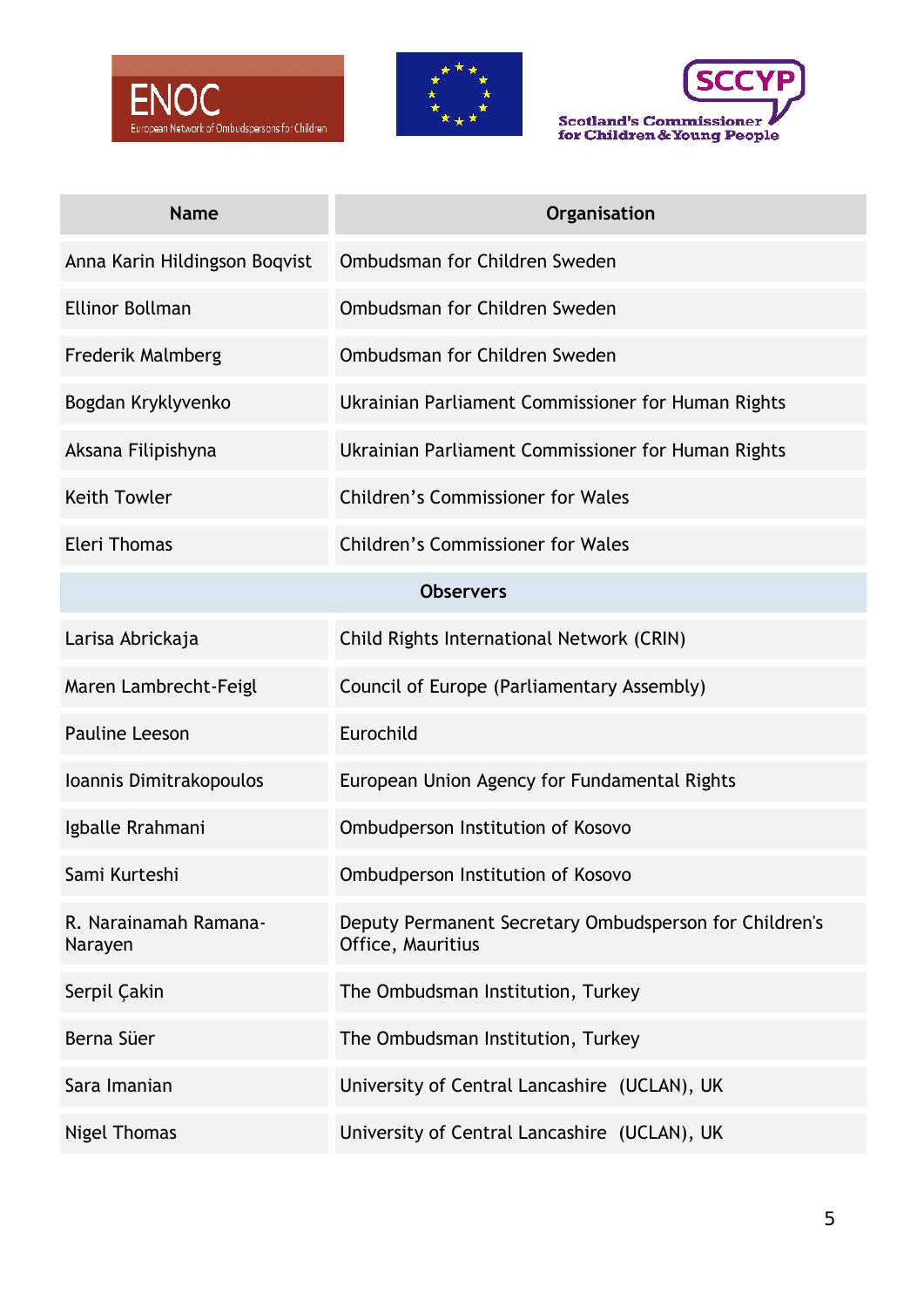| Name | Organisation |
| --- | --- |
| Anna Karin Hildingson Boqvist | Ombudsman for Children Sweden |
| Ellinor Bollman | Ombudsman for Children Sweden |
| Frederik Malmberg | Ombudsman for Children Sweden |
| Bogdan Kryklyvenko | Ukrainian Parliament Commissioner for Human Rights |
| Aksana Filipishyna | Ukrainian Parliament Commissioner for Human Rights |
| Keith Towler | Children's Commissioner for Wales |
| Eleri Thomas | Children's Commissioner for Wales |
| **Observers** | |
| Larisa Abrickaja | Child Rights International Network (CRIN) |
| Maren Lambrecht-Feigl | Council of Europe (Parliamentary Assembly) |
| Pauline Leeson | Eurochild |
| Ioannis Dimitrakopoulos | European Union Agency for Fundamental Rights |
| Igballe Rrahmani | Ombudperson Institution of Kosovo |
| Sami Kurteshi | Ombudperson Institution of Kosovo |
| R. Narainamah Ramana-Narayen | Deputy Permanent Secretary Ombudsperson for Children's Office, Mauritius |
| Serpil Çakin | The Ombudsman Institution, Turkey |
| Berna Süer | The Ombudsman Institution, Turkey |
| Sara Imanian | University of Central Lancashire (UCLAN), UK |
| Nigel Thomas | University of Central Lancashire (UCLAN), UK |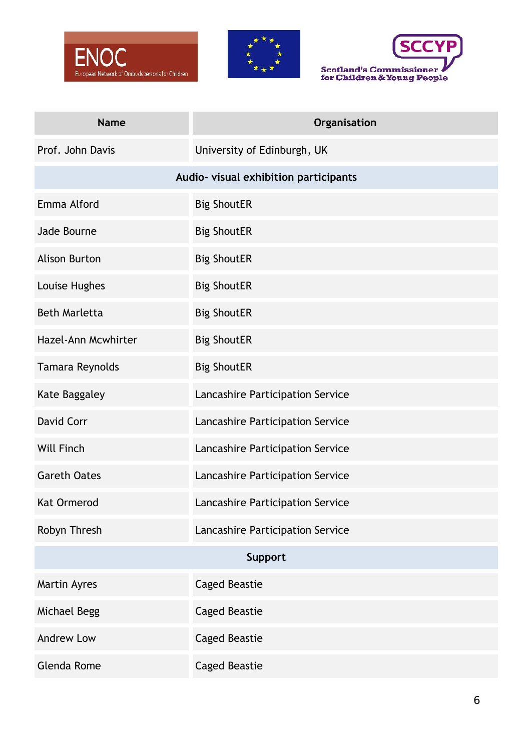| Name | Organisation |
| --- | --- |
| Prof. John Davis | University of Edinburgh, UK |
| **Audio- visual exhibition participants** | |
| Emma Alford | Big ShoutER |
| Jade Bourne | Big ShoutER |
| Alison Burton | Big ShoutER |
| Louise Hughes | Big ShoutER |
| Beth Marletta | Big ShoutER |
| Hazel-Ann Mcwhirter | Big ShoutER |
| Tamara Reynolds | Big ShoutER |
| Kate Baggaley | Lancashire Participation Service |
| David Corr | Lancashire Participation Service |
| Will Finch | Lancashire Participation Service |
| Gareth Oates | Lancashire Participation Service |
| Kat Ormerod | Lancashire Participation Service |
| Robyn Thresh | Lancashire Participation Service |
| **Support** | |
| Martin Ayres | Caged Beastie |
| Michael Begg | Caged Beastie |
| Andrew Low | Caged Beastie |
| Glenda Rome | Caged Beastie |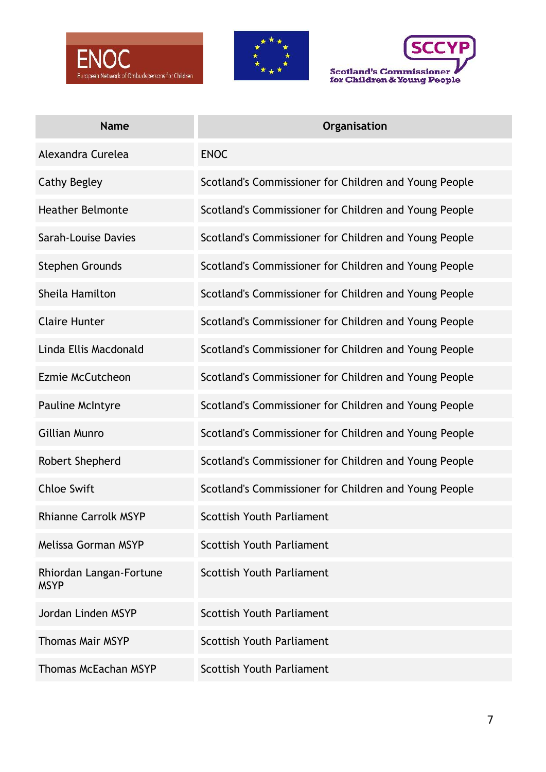| Name | Organisation |
| --- | --- |
| Alexandra Curelea | ENOC |
| Cathy Begley | Scotland's Commissioner for Children and Young People |
| Heather Belmonte | Scotland's Commissioner for Children and Young People |
| Sarah-Louise Davies | Scotland's Commissioner for Children and Young People |
| Stephen Grounds | Scotland's Commissioner for Children and Young People |
| Sheila Hamilton | Scotland's Commissioner for Children and Young People |
| Claire Hunter | Scotland's Commissioner for Children and Young People |
| Linda Ellis Macdonald | Scotland's Commissioner for Children and Young People |
| Ezmie McCutcheon | Scotland's Commissioner for Children and Young People |
| Pauline McIntyre | Scotland's Commissioner for Children and Young People |
| Gillian Munro | Scotland's Commissioner for Children and Young People |
| Robert Shepherd | Scotland's Commissioner for Children and Young People |
| Chloe Swift | Scotland's Commissioner for Children and Young People |
| Rhianne Carrolk MSYP | Scottish Youth Parliament |
| Melissa Gorman MSYP | Scottish Youth Parliament |
| Rhiordan Langan-Fortune MSYP | Scottish Youth Parliament |
| Jordan Linden MSYP | Scottish Youth Parliament |
| Thomas Mair MSYP | Scottish Youth Parliament |
| Thomas McEachan MSYP | Scottish Youth Parliament |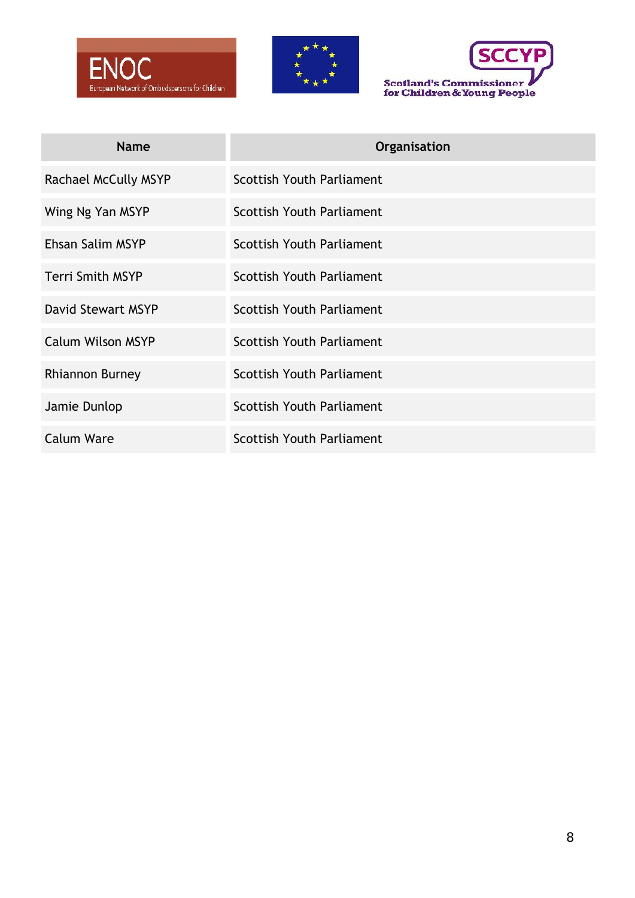| Name | Organisation |
|---|---|
| Rachael McCully MSYP | Scottish Youth Parliament |
| Wing Ng Yan MSYP | Scottish Youth Parliament |
| Ehsan Salim MSYP | Scottish Youth Parliament |
| Terri Smith MSYP | Scottish Youth Parliament |
| David Stewart MSYP | Scottish Youth Parliament |
| Calum Wilson MSYP | Scottish Youth Parliament |
| Rhiannon Burney | Scottish Youth Parliament |
| Jamie Dunlop | Scottish Youth Parliament |
| Calum Ware | Scottish Youth Parliament |